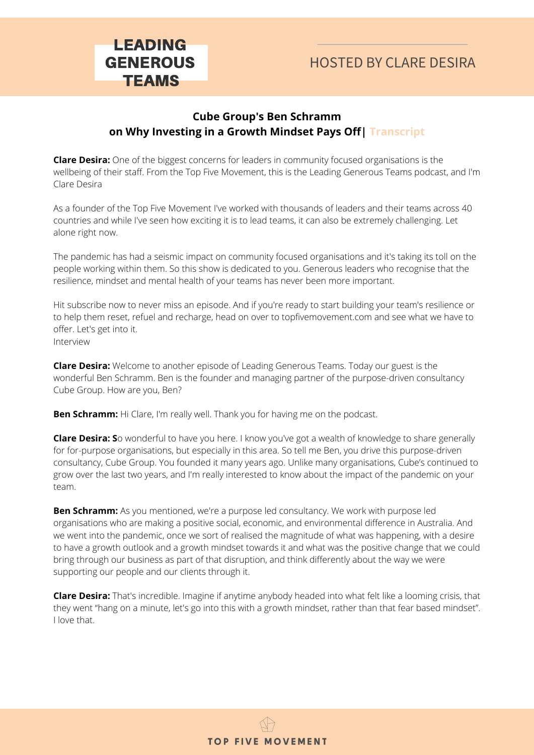**LEADING GENEROUS TEAMS**

HOSTED BY CLARE DESIRA

## Cube Group's Ben Schramm on Why Investing in a Growth Mindset Pays Off | Transcript

**Clare Desira:** One of the biggest concerns for leaders in community focused organisations is the wellbeing of their staff. From the Top Five Movement, this is the Leading Generous Teams podcast, and I'm Clare Desira

As a founder of the Top Five Movement I've worked with thousands of leaders and their teams across 40 countries and while I've seen how exciting it is to lead teams, it can also be extremely challenging. Let alone right now.

The pandemic has had a seismic impact on community focused organisations and it's taking its toll on the people working within them. So this show is dedicated to you. Generous leaders who recognise that the resilience, mindset and mental health of your teams has never been more important.

Hit subscribe now to never miss an episode. And if you're ready to start building your team's resilience or to help them reset, refuel and recharge, head on over to topfivemovement.com and see what we have to offer. Let's get into it.
Interview

**Clare Desira:** Welcome to another episode of Leading Generous Teams. Today our guest is the wonderful Ben Schramm. Ben is the founder and managing partner of the purpose-driven consultancy Cube Group. How are you, Ben?

**Ben Schramm:** Hi Clare, I'm really well. Thank you for having me on the podcast.

**Clare Desira: S**o wonderful to have you here. I know you've got a wealth of knowledge to share generally for for-purpose organisations, but especially in this area. So tell me Ben, you drive this purpose-driven consultancy, Cube Group. You founded it many years ago. Unlike many organisations, Cube's continued to grow over the last two years, and I'm really interested to know about the impact of the pandemic on your team.

**Ben Schramm:** As you mentioned, we're a purpose led consultancy. We work with purpose led organisations who are making a positive social, economic, and environmental difference in Australia. And we went into the pandemic, once we sort of realised the magnitude of what was happening, with a desire to have a growth outlook and a growth mindset towards it and what was the positive change that we could bring through our business as part of that disruption, and think differently about the way we were supporting our people and our clients through it.

**Clare Desira:** That's incredible. Imagine if anytime anybody headed into what felt like a looming crisis, that they went "hang on a minute, let's go into this with a growth mindset, rather than that fear based mindset". I love that.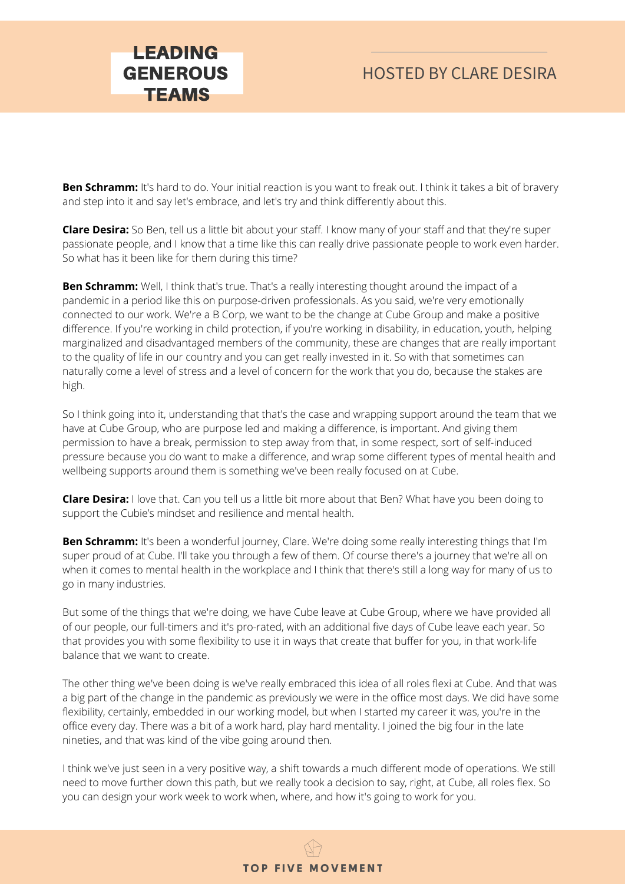**Ben Schramm:** It's hard to do. Your initial reaction is you want to freak out. I think it takes a bit of bravery and step into it and say let's embrace, and let's try and think differently about this.

**Clare Desira:** So Ben, tell us a little bit about your staff. I know many of your staff and that they're super passionate people, and I know that a time like this can really drive passionate people to work even harder. So what has it been like for them during this time?

**Ben Schramm:** Well, I think that's true. That's a really interesting thought around the impact of a pandemic in a period like this on purpose-driven professionals. As you said, we're very emotionally connected to our work. We're a B Corp, we want to be the change at Cube Group and make a positive difference. If you're working in child protection, if you're working in disability, in education, youth, helping marginalized and disadvantaged members of the community, these are changes that are really important to the quality of life in our country and you can get really invested in it. So with that sometimes can naturally come a level of stress and a level of concern for the work that you do, because the stakes are high.

So I think going into it, understanding that that's the case and wrapping support around the team that we have at Cube Group, who are purpose led and making a difference, is important. And giving them permission to have a break, permission to step away from that, in some respect, sort of self-induced pressure because you do want to make a difference, and wrap some different types of mental health and wellbeing supports around them is something we've been really focused on at Cube.

**Clare Desira:** I love that. Can you tell us a little bit more about that Ben? What have you been doing to support the Cubie's mindset and resilience and mental health.

**Ben Schramm:** It's been a wonderful journey, Clare. We're doing some really interesting things that I'm super proud of at Cube. I'll take you through a few of them. Of course there's a journey that we're all on when it comes to mental health in the workplace and I think that there's still a long way for many of us to go in many industries.

But some of the things that we're doing, we have Cube leave at Cube Group, where we have provided all of our people, our full-timers and it's pro-rated, with an additional five days of Cube leave each year. So that provides you with some flexibility to use it in ways that create that buffer for you, in that work-life balance that we want to create.

The other thing we've been doing is we've really embraced this idea of all roles flexi at Cube. And that was a big part of the change in the pandemic as previously we were in the office most days. We did have some flexibility, certainly, embedded in our working model, but when I started my career it was, you're in the office every day. There was a bit of a work hard, play hard mentality. I joined the big four in the late nineties, and that was kind of the vibe going around then.

I think we've just seen in a very positive way, a shift towards a much different mode of operations. We still need to move further down this path, but we really took a decision to say, right, at Cube, all roles flex. So you can design your work week to work when, where, and how it's going to work for you.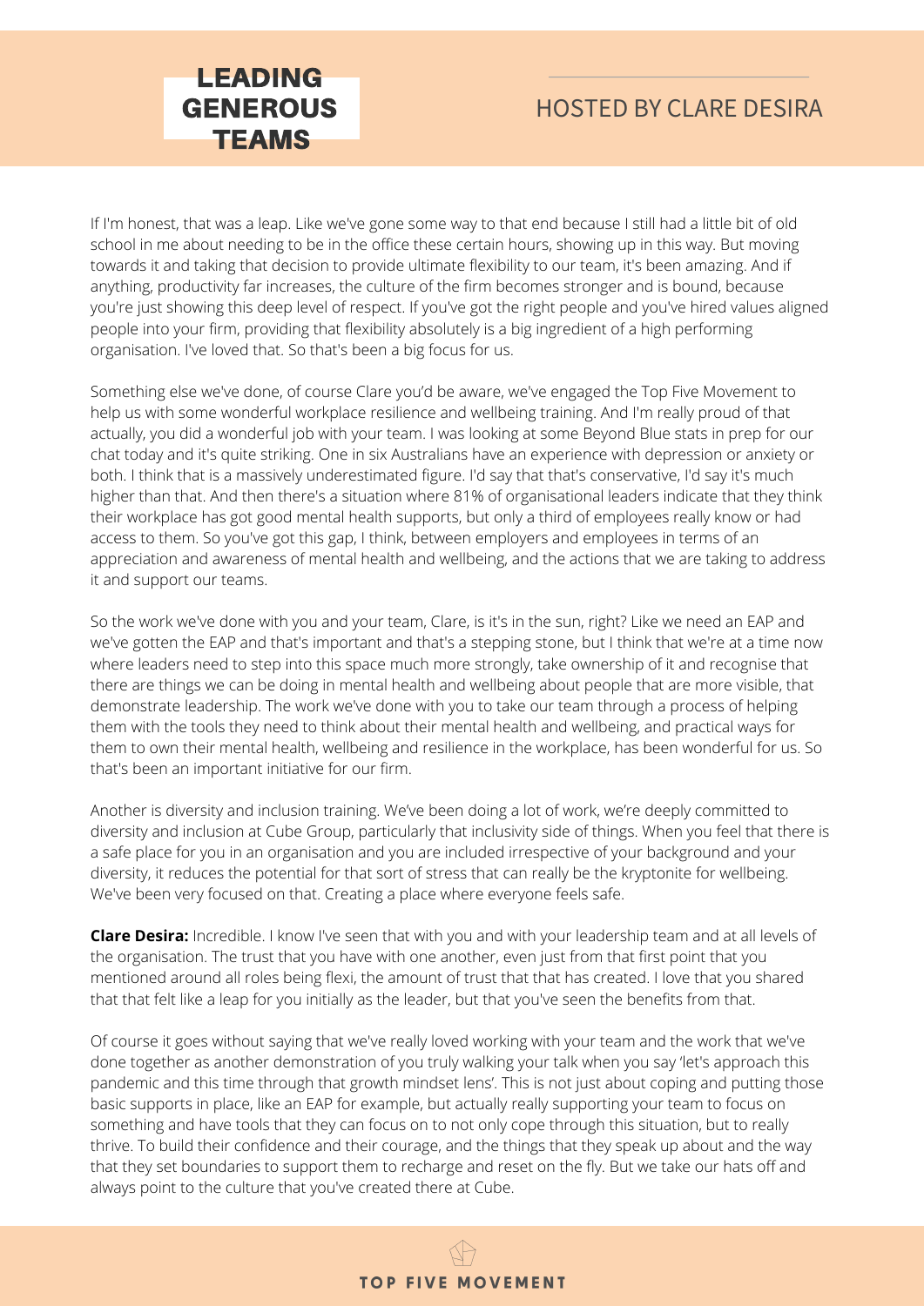If I'm honest, that was a leap. Like we've gone some way to that end because I still had a little bit of old school in me about needing to be in the office these certain hours, showing up in this way. But moving towards it and taking that decision to provide ultimate flexibility to our team, it's been amazing. And if anything, productivity far increases, the culture of the firm becomes stronger and is bound, because you're just showing this deep level of respect. If you've got the right people and you've hired values aligned people into your firm, providing that flexibility absolutely is a big ingredient of a high performing organisation. I've loved that. So that's been a big focus for us.

Something else we've done, of course Clare you'd be aware, we've engaged the Top Five Movement to help us with some wonderful workplace resilience and wellbeing training. And I'm really proud of that actually, you did a wonderful job with your team. I was looking at some Beyond Blue stats in prep for our chat today and it's quite striking. One in six Australians have an experience with depression or anxiety or both. I think that is a massively underestimated figure. I'd say that that's conservative, I'd say it's much higher than that. And then there's a situation where 81% of organisational leaders indicate that they think their workplace has got good mental health supports, but only a third of employees really know or had access to them. So you've got this gap, I think, between employers and employees in terms of an appreciation and awareness of mental health and wellbeing, and the actions that we are taking to address it and support our teams.

So the work we've done with you and your team, Clare, is it's in the sun, right? Like we need an EAP and we've gotten the EAP and that's important and that's a stepping stone, but I think that we're at a time now where leaders need to step into this space much more strongly, take ownership of it and recognise that there are things we can be doing in mental health and wellbeing about people that are more visible, that demonstrate leadership. The work we've done with you to take our team through a process of helping them with the tools they need to think about their mental health and wellbeing, and practical ways for them to own their mental health, wellbeing and resilience in the workplace, has been wonderful for us. So that's been an important initiative for our firm.

Another is diversity and inclusion training. We've been doing a lot of work, we're deeply committed to diversity and inclusion at Cube Group, particularly that inclusivity side of things. When you feel that there is a safe place for you in an organisation and you are included irrespective of your background and your diversity, it reduces the potential for that sort of stress that can really be the kryptonite for wellbeing. We've been very focused on that. Creating a place where everyone feels safe.

**Clare Desira:** Incredible. I know I've seen that with you and with your leadership team and at all levels of the organisation. The trust that you have with one another, even just from that first point that you mentioned around all roles being flexi, the amount of trust that that has created. I love that you shared that that felt like a leap for you initially as the leader, but that you've seen the benefits from that.

Of course it goes without saying that we've really loved working with your team and the work that we've done together as another demonstration of you truly walking your talk when you say 'let's approach this pandemic and this time through that growth mindset lens'. This is not just about coping and putting those basic supports in place, like an EAP for example, but actually really supporting your team to focus on something and have tools that they can focus on to not only cope through this situation, but to really thrive. To build their confidence and their courage, and the things that they speak up about and the way that they set boundaries to support them to recharge and reset on the fly. But we take our hats off and always point to the culture that you've created there at Cube.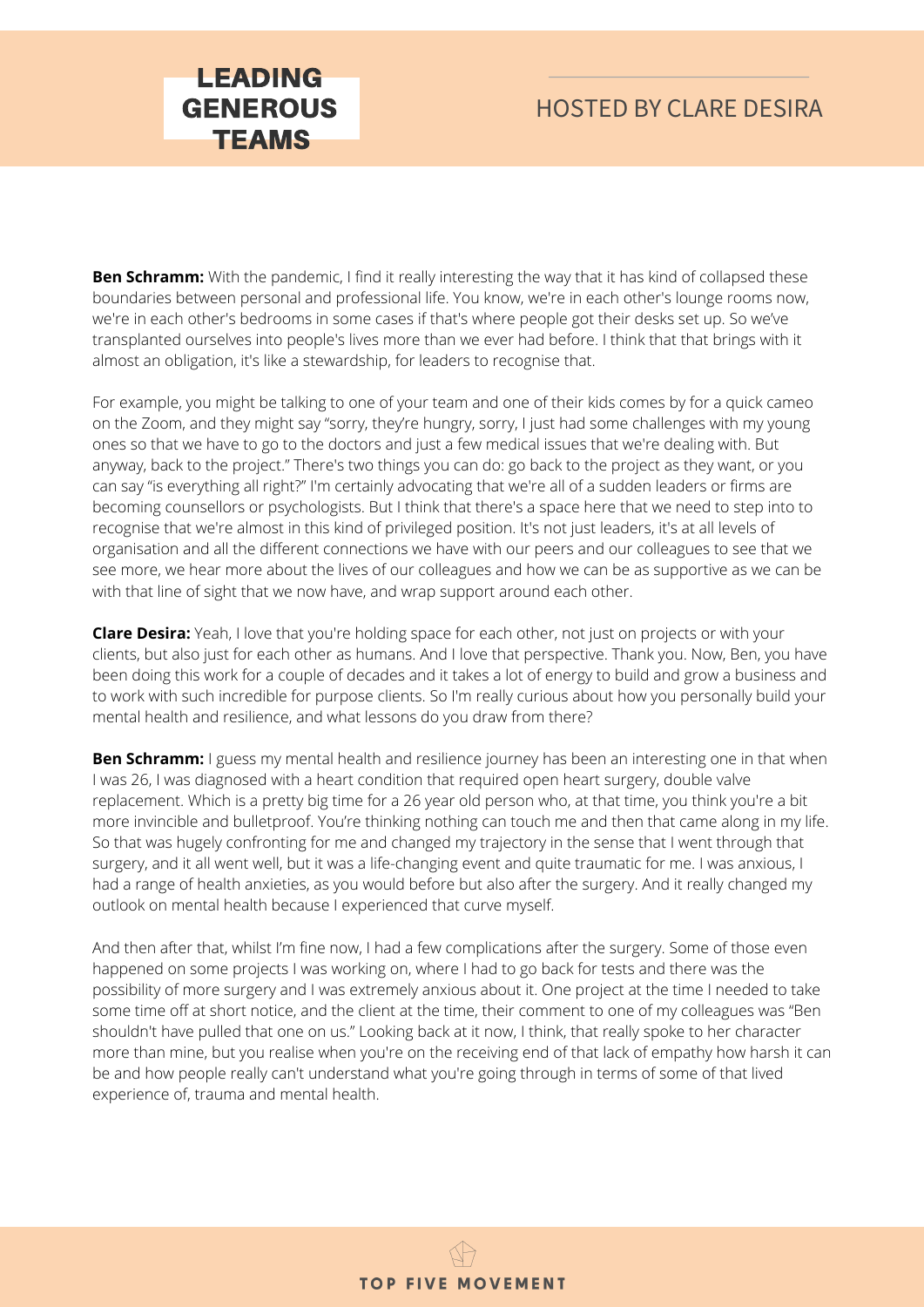**Ben Schramm:** With the pandemic, I find it really interesting the way that it has kind of collapsed these boundaries between personal and professional life. You know, we're in each other's lounge rooms now, we're in each other's bedrooms in some cases if that's where people got their desks set up. So we've transplanted ourselves into people's lives more than we ever had before. I think that that brings with it almost an obligation, it's like a stewardship, for leaders to recognise that.

For example, you might be talking to one of your team and one of their kids comes by for a quick cameo on the Zoom, and they might say "sorry, they're hungry, sorry, I just had some challenges with my young ones so that we have to go to the doctors and just a few medical issues that we're dealing with. But anyway, back to the project." There's two things you can do: go back to the project as they want, or you can say "is everything all right?" I'm certainly advocating that we're all of a sudden leaders or firms are becoming counsellors or psychologists. But I think that there's a space here that we need to step into to recognise that we're almost in this kind of privileged position. It's not just leaders, it's at all levels of organisation and all the different connections we have with our peers and our colleagues to see that we see more, we hear more about the lives of our colleagues and how we can be as supportive as we can be with that line of sight that we now have, and wrap support around each other.

**Clare Desira:** Yeah, I love that you're holding space for each other, not just on projects or with your clients, but also just for each other as humans. And I love that perspective. Thank you. Now, Ben, you have been doing this work for a couple of decades and it takes a lot of energy to build and grow a business and to work with such incredible for purpose clients. So I'm really curious about how you personally build your mental health and resilience, and what lessons do you draw from there?

**Ben Schramm:** I guess my mental health and resilience journey has been an interesting one in that when I was 26, I was diagnosed with a heart condition that required open heart surgery, double valve replacement. Which is a pretty big time for a 26 year old person who, at that time, you think you're a bit more invincible and bulletproof. You're thinking nothing can touch me and then that came along in my life. So that was hugely confronting for me and changed my trajectory in the sense that I went through that surgery, and it all went well, but it was a life-changing event and quite traumatic for me. I was anxious, I had a range of health anxieties, as you would before but also after the surgery. And it really changed my outlook on mental health because I experienced that curve myself.

And then after that, whilst I'm fine now, I had a few complications after the surgery. Some of those even happened on some projects I was working on, where I had to go back for tests and there was the possibility of more surgery and I was extremely anxious about it. One project at the time I needed to take some time off at short notice, and the client at the time, their comment to one of my colleagues was "Ben shouldn't have pulled that one on us." Looking back at it now, I think, that really spoke to her character more than mine, but you realise when you're on the receiving end of that lack of empathy how harsh it can be and how people really can't understand what you're going through in terms of some of that lived experience of, trauma and mental health.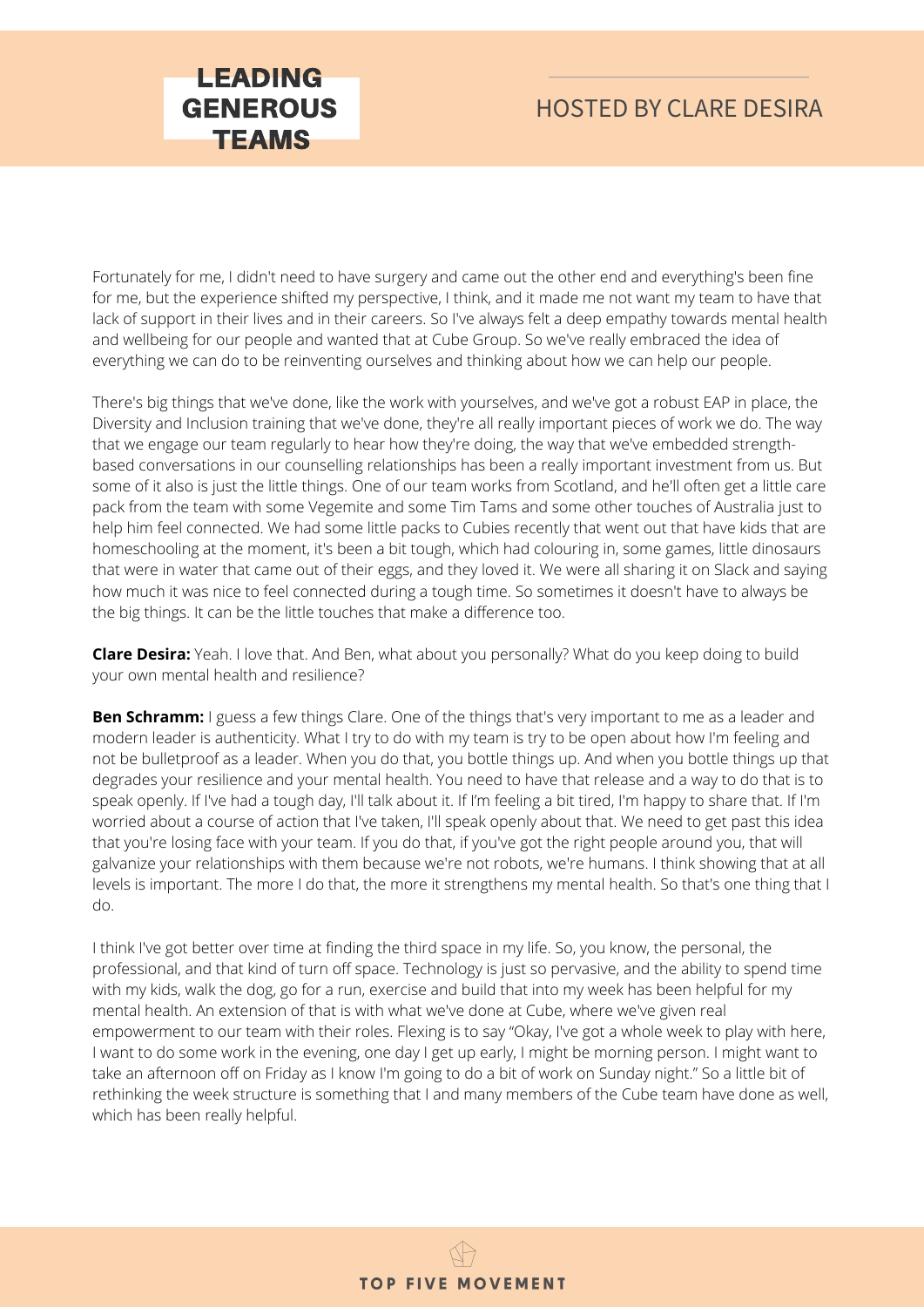Fortunately for me, I didn't need to have surgery and came out the other end and everything's been fine for me, but the experience shifted my perspective, I think, and it made me not want my team to have that lack of support in their lives and in their careers. So I've always felt a deep empathy towards mental health and wellbeing for our people and wanted that at Cube Group. So we've really embraced the idea of everything we can do to be reinventing ourselves and thinking about how we can help our people.

There's big things that we've done, like the work with yourselves, and we've got a robust EAP in place, the Diversity and Inclusion training that we've done, they're all really important pieces of work we do. The way that we engage our team regularly to hear how they're doing, the way that we've embedded strength-based conversations in our counselling relationships has been a really important investment from us. But some of it also is just the little things. One of our team works from Scotland, and he'll often get a little care pack from the team with some Vegemite and some Tim Tams and some other touches of Australia just to help him feel connected. We had some little packs to Cubies recently that went out that have kids that are homeschooling at the moment, it's been a bit tough, which had colouring in, some games, little dinosaurs that were in water that came out of their eggs, and they loved it. We were all sharing it on Slack and saying how much it was nice to feel connected during a tough time. So sometimes it doesn't have to always be the big things. It can be the little touches that make a difference too.

**Clare Desira:** Yeah. I love that. And Ben, what about you personally? What do you keep doing to build your own mental health and resilience?

**Ben Schramm:** I guess a few things Clare. One of the things that's very important to me as a leader and modern leader is authenticity. What I try to do with my team is try to be open about how I'm feeling and not be bulletproof as a leader. When you do that, you bottle things up. And when you bottle things up that degrades your resilience and your mental health. You need to have that release and a way to do that is to speak openly. If I've had a tough day, I'll talk about it. If I'm feeling a bit tired, I'm happy to share that. If I'm worried about a course of action that I've taken, I'll speak openly about that. We need to get past this idea that you're losing face with your team. If you do that, if you've got the right people around you, that will galvanize your relationships with them because we're not robots, we're humans. I think showing that at all levels is important. The more I do that, the more it strengthens my mental health. So that's one thing that I do.

I think I've got better over time at finding the third space in my life. So, you know, the personal, the professional, and that kind of turn off space. Technology is just so pervasive, and the ability to spend time with my kids, walk the dog, go for a run, exercise and build that into my week has been helpful for my mental health. An extension of that is with what we've done at Cube, where we've given real empowerment to our team with their roles. Flexing is to say "Okay, I've got a whole week to play with here, I want to do some work in the evening, one day I get up early, I might be morning person. I might want to take an afternoon off on Friday as I know I'm going to do a bit of work on Sunday night." So a little bit of rethinking the week structure is something that I and many members of the Cube team have done as well, which has been really helpful.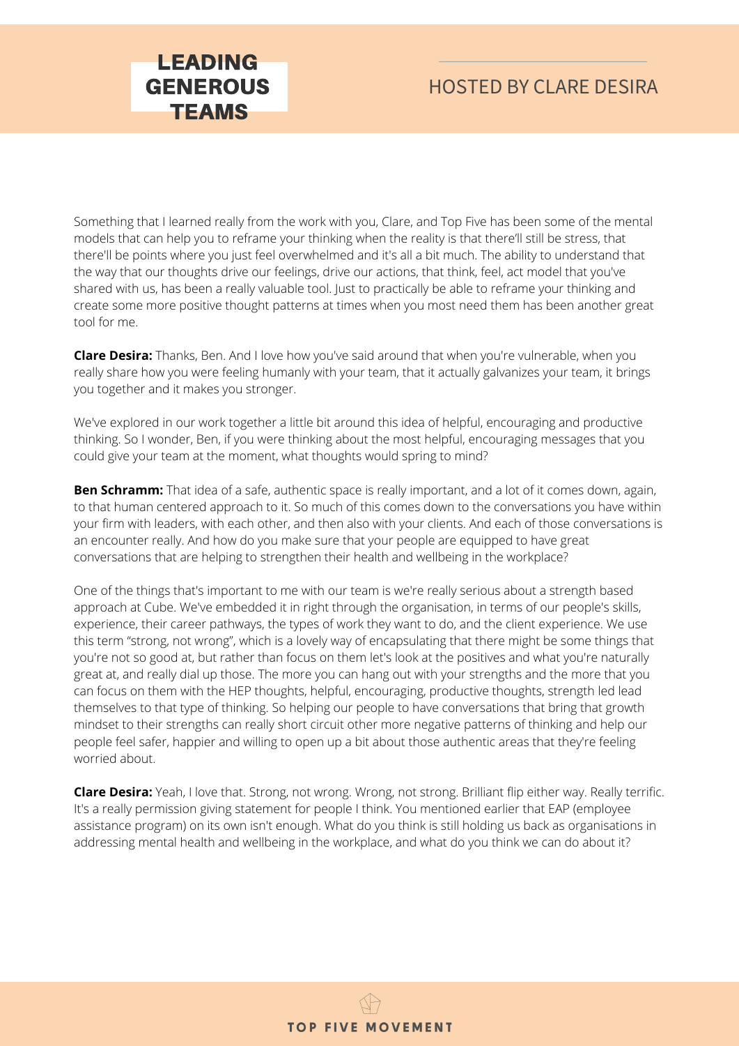Something that I learned really from the work with you, Clare, and Top Five has been some of the mental models that can help you to reframe your thinking when the reality is that there'll still be stress, that there'll be points where you just feel overwhelmed and it's all a bit much. The ability to understand that the way that our thoughts drive our feelings, drive our actions, that think, feel, act model that you've shared with us, has been a really valuable tool. Just to practically be able to reframe your thinking and create some more positive thought patterns at times when you most need them has been another great tool for me.

**Clare Desira:** Thanks, Ben. And I love how you've said around that when you're vulnerable, when you really share how you were feeling humanly with your team, that it actually galvanizes your team, it brings you together and it makes you stronger.

We've explored in our work together a little bit around this idea of helpful, encouraging and productive thinking. So I wonder, Ben, if you were thinking about the most helpful, encouraging messages that you could give your team at the moment, what thoughts would spring to mind?

**Ben Schramm:** That idea of a safe, authentic space is really important, and a lot of it comes down, again, to that human centered approach to it. So much of this comes down to the conversations you have within your firm with leaders, with each other, and then also with your clients. And each of those conversations is an encounter really. And how do you make sure that your people are equipped to have great conversations that are helping to strengthen their health and wellbeing in the workplace?

One of the things that's important to me with our team is we're really serious about a strength based approach at Cube. We've embedded it in right through the organisation, in terms of our people's skills, experience, their career pathways, the types of work they want to do, and the client experience. We use this term "strong, not wrong", which is a lovely way of encapsulating that there might be some things that you're not so good at, but rather than focus on them let's look at the positives and what you're naturally great at, and really dial up those. The more you can hang out with your strengths and the more that you can focus on them with the HEP thoughts, helpful, encouraging, productive thoughts, strength led lead themselves to that type of thinking. So helping our people to have conversations that bring that growth mindset to their strengths can really short circuit other more negative patterns of thinking and help our people feel safer, happier and willing to open up a bit about those authentic areas that they're feeling worried about.

**Clare Desira:** Yeah, I love that. Strong, not wrong. Wrong, not strong. Brilliant flip either way. Really terrific. It's a really permission giving statement for people I think. You mentioned earlier that EAP (employee assistance program) on its own isn't enough. What do you think is still holding us back as organisations in addressing mental health and wellbeing in the workplace, and what do you think we can do about it?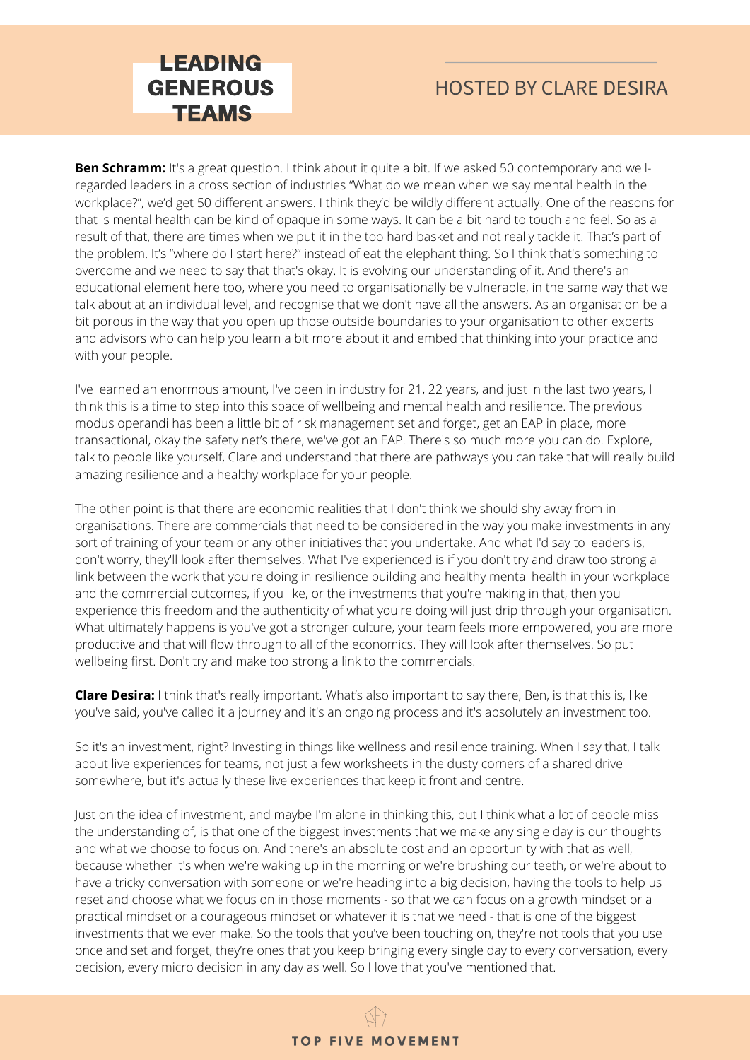**Ben Schramm:** It's a great question. I think about it quite a bit. If we asked 50 contemporary and well-regarded leaders in a cross section of industries "What do we mean when we say mental health in the workplace?", we'd get 50 different answers. I think they'd be wildly different actually. One of the reasons for that is mental health can be kind of opaque in some ways. It can be a bit hard to touch and feel. So as a result of that, there are times when we put it in the too hard basket and not really tackle it. That's part of the problem. It's "where do I start here?" instead of eat the elephant thing. So I think that's something to overcome and we need to say that that's okay. It is evolving our understanding of it. And there's an educational element here too, where you need to organisationally be vulnerable, in the same way that we talk about at an individual level, and recognise that we don't have all the answers. As an organisation be a bit porous in the way that you open up those outside boundaries to your organisation to other experts and advisors who can help you learn a bit more about it and embed that thinking into your practice and with your people.

I've learned an enormous amount, I've been in industry for 21, 22 years, and just in the last two years, I think this is a time to step into this space of wellbeing and mental health and resilience. The previous modus operandi has been a little bit of risk management set and forget, get an EAP in place, more transactional, okay the safety net's there, we've got an EAP. There's so much more you can do. Explore, talk to people like yourself, Clare and understand that there are pathways you can take that will really build amazing resilience and a healthy workplace for your people.

The other point is that there are economic realities that I don't think we should shy away from in organisations. There are commercials that need to be considered in the way you make investments in any sort of training of your team or any other initiatives that you undertake. And what I'd say to leaders is, don't worry, they'll look after themselves. What I've experienced is if you don't try and draw too strong a link between the work that you're doing in resilience building and healthy mental health in your workplace and the commercial outcomes, if you like, or the investments that you're making in that, then you experience this freedom and the authenticity of what you're doing will just drip through your organisation. What ultimately happens is you've got a stronger culture, your team feels more empowered, you are more productive and that will flow through to all of the economics. They will look after themselves. So put wellbeing first. Don't try and make too strong a link to the commercials.

**Clare Desira:** I think that's really important. What's also important to say there, Ben, is that this is, like you've said, you've called it a journey and it's an ongoing process and it's absolutely an investment too.

So it's an investment, right? Investing in things like wellness and resilience training. When I say that, I talk about live experiences for teams, not just a few worksheets in the dusty corners of a shared drive somewhere, but it's actually these live experiences that keep it front and centre.

Just on the idea of investment, and maybe I'm alone in thinking this, but I think what a lot of people miss the understanding of, is that one of the biggest investments that we make any single day is our thoughts and what we choose to focus on. And there's an absolute cost and an opportunity with that as well, because whether it's when we're waking up in the morning or we're brushing our teeth, or we're about to have a tricky conversation with someone or we're heading into a big decision, having the tools to help us reset and choose what we focus on in those moments - so that we can focus on a growth mindset or a practical mindset or a courageous mindset or whatever it is that we need - that is one of the biggest investments that we ever make. So the tools that you've been touching on, they're not tools that you use once and set and forget, they're ones that you keep bringing every single day to every conversation, every decision, every micro decision in any day as well. So I love that you've mentioned that.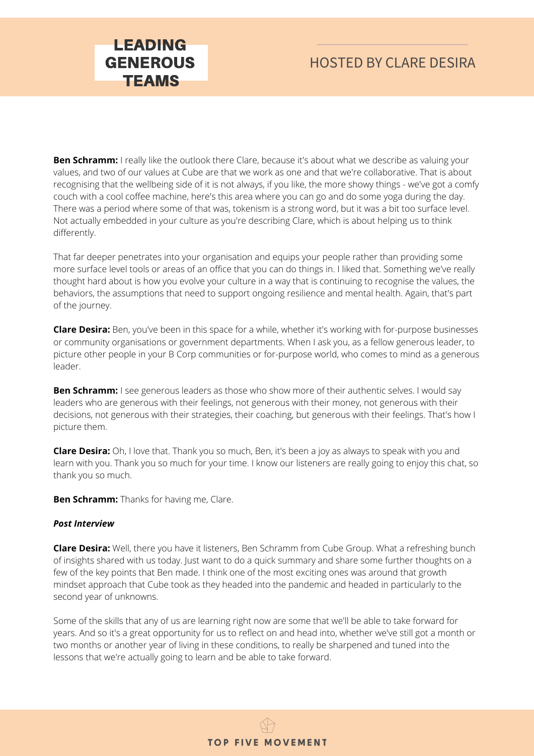**Ben Schramm:** I really like the outlook there Clare, because it's about what we describe as valuing your values, and two of our values at Cube are that we work as one and that we're collaborative. That is about recognising that the wellbeing side of it is not always, if you like, the more showy things - we've got a comfy couch with a cool coffee machine, here's this area where you can go and do some yoga during the day. There was a period where some of that was, tokenism is a strong word, but it was a bit too surface level. Not actually embedded in your culture as you're describing Clare, which is about helping us to think differently.

That far deeper penetrates into your organisation and equips your people rather than providing some more surface level tools or areas of an office that you can do things in. I liked that. Something we've really thought hard about is how you evolve your culture in a way that is continuing to recognise the values, the behaviors, the assumptions that need to support ongoing resilience and mental health. Again, that's part of the journey.

**Clare Desira:** Ben, you've been in this space for a while, whether it's working with for-purpose businesses or community organisations or government departments. When I ask you, as a fellow generous leader, to picture other people in your B Corp communities or for-purpose world, who comes to mind as a generous leader.

**Ben Schramm:** I see generous leaders as those who show more of their authentic selves. I would say leaders who are generous with their feelings, not generous with their money, not generous with their decisions, not generous with their strategies, their coaching, but generous with their feelings. That's how I picture them.

**Clare Desira:** Oh, I love that. Thank you so much, Ben, it's been a joy as always to speak with you and learn with you. Thank you so much for your time. I know our listeners are really going to enjoy this chat, so thank you so much.

**Ben Schramm:** Thanks for having me, Clare.

***Post Interview***

**Clare Desira:** Well, there you have it listeners, Ben Schramm from Cube Group. What a refreshing bunch of insights shared with us today. Just want to do a quick summary and share some further thoughts on a few of the key points that Ben made. I think one of the most exciting ones was around that growth mindset approach that Cube took as they headed into the pandemic and headed in particularly to the second year of unknowns.

Some of the skills that any of us are learning right now are some that we'll be able to take forward for years. And so it's a great opportunity for us to reflect on and head into, whether we've still got a month or two months or another year of living in these conditions, to really be sharpened and tuned into the lessons that we're actually going to learn and be able to take forward.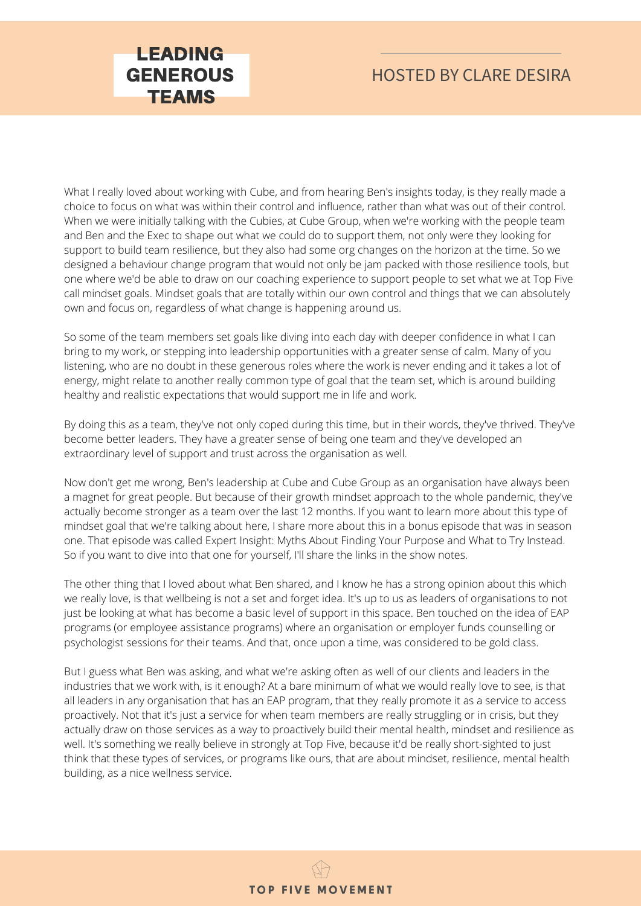What I really loved about working with Cube, and from hearing Ben's insights today, is they really made a choice to focus on what was within their control and influence, rather than what was out of their control. When we were initially talking with the Cubies, at Cube Group, when we're working with the people team and Ben and the Exec to shape out what we could do to support them, not only were they looking for support to build team resilience, but they also had some org changes on the horizon at the time. So we designed a behaviour change program that would not only be jam packed with those resilience tools, but one where we'd be able to draw on our coaching experience to support people to set what we at Top Five call mindset goals. Mindset goals that are totally within our own control and things that we can absolutely own and focus on, regardless of what change is happening around us.

So some of the team members set goals like diving into each day with deeper confidence in what I can bring to my work, or stepping into leadership opportunities with a greater sense of calm. Many of you listening, who are no doubt in these generous roles where the work is never ending and it takes a lot of energy, might relate to another really common type of goal that the team set, which is around building healthy and realistic expectations that would support me in life and work.

By doing this as a team, they've not only coped during this time, but in their words, they've thrived. They've become better leaders. They have a greater sense of being one team and they've developed an extraordinary level of support and trust across the organisation as well.

Now don't get me wrong, Ben's leadership at Cube and Cube Group as an organisation have always been a magnet for great people. But because of their growth mindset approach to the whole pandemic, they've actually become stronger as a team over the last 12 months. If you want to learn more about this type of mindset goal that we're talking about here, I share more about this in a bonus episode that was in season one. That episode was called Expert Insight: Myths About Finding Your Purpose and What to Try Instead. So if you want to dive into that one for yourself, I'll share the links in the show notes.

The other thing that I loved about what Ben shared, and I know he has a strong opinion about this which we really love, is that wellbeing is not a set and forget idea. It's up to us as leaders of organisations to not just be looking at what has become a basic level of support in this space. Ben touched on the idea of EAP programs (or employee assistance programs) where an organisation or employer funds counselling or psychologist sessions for their teams. And that, once upon a time, was considered to be gold class.

But I guess what Ben was asking, and what we're asking often as well of our clients and leaders in the industries that we work with, is it enough? At a bare minimum of what we would really love to see, is that all leaders in any organisation that has an EAP program, that they really promote it as a service to access proactively. Not that it's just a service for when team members are really struggling or in crisis, but they actually draw on those services as a way to proactively build their mental health, mindset and resilience as well. It's something we really believe in strongly at Top Five, because it'd be really short-sighted to just think that these types of services, or programs like ours, that are about mindset, resilience, mental health building, as a nice wellness service.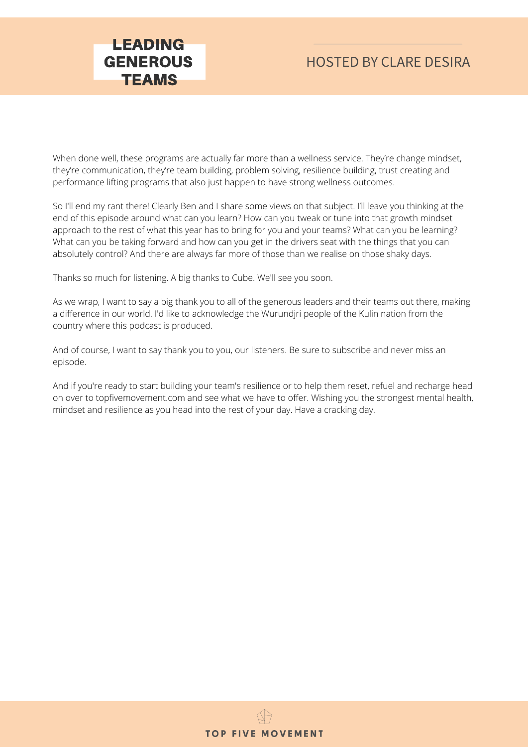When done well, these programs are actually far more than a wellness service. They're change mindset, they're communication, they're team building, problem solving, resilience building, trust creating and performance lifting programs that also just happen to have strong wellness outcomes.

So I'll end my rant there! Clearly Ben and I share some views on that subject. I'll leave you thinking at the end of this episode around what can you learn? How can you tweak or tune into that growth mindset approach to the rest of what this year has to bring for you and your teams? What can you be learning? What can you be taking forward and how can you get in the drivers seat with the things that you can absolutely control? And there are always far more of those than we realise on those shaky days.

Thanks so much for listening. A big thanks to Cube. We'll see you soon.

As we wrap, I want to say a big thank you to all of the generous leaders and their teams out there, making a difference in our world. I'd like to acknowledge the Wurundjri people of the Kulin nation from the country where this podcast is produced.

And of course, I want to say thank you to you, our listeners. Be sure to subscribe and never miss an episode.

And if you're ready to start building your team's resilience or to help them reset, refuel and recharge head on over to topfivemovement.com and see what we have to offer. Wishing you the strongest mental health, mindset and resilience as you head into the rest of your day. Have a cracking day.